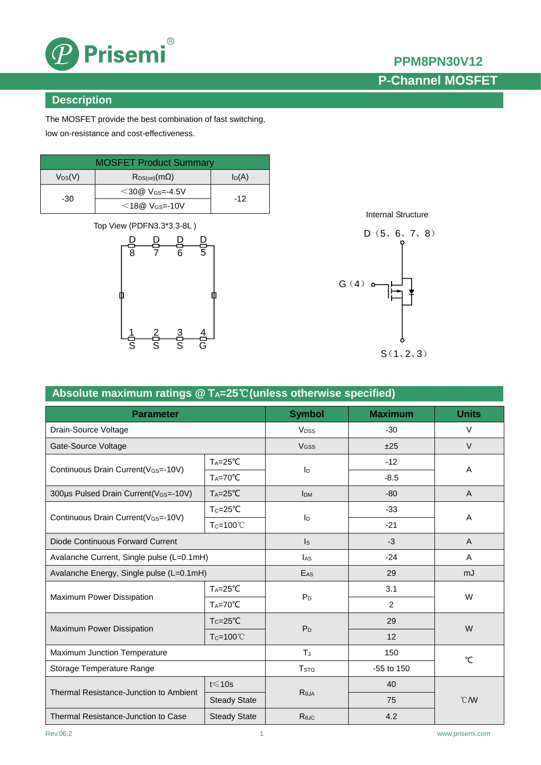# PPM8PN30V12

## P-Channel MOSFET

## Description

The MOSFET provide the best combination of fast switching, low on-resistance and cost-effectiveness.

| MOSFET Product Summary | | |
|---|---|---|
| $V_{DS}$(V) | $R_{DS(on)}$(mΩ) | $I_D$(A) |
| -30 | <30@ $V_{GS}$=-4.5V | -12 |
| | <18@ $V_{GS}$=-10V | |

Top View (PDFN3.3*3.3-8L )

D 8, D 7, D 6, D 5

1 S, 2 S, 3 S, 4 G

Internal Structure

D（5、6、7、8）

G（4）

S（1、2、3）

## Absolute maximum ratings @ $T_A$=25℃(unless otherwise specified)

| Parameter | | Symbol | Maximum | Units |
|---|---|---|---|---|
| Drain-Source Voltage | | $V_{DSS}$ | -30 | V |
| Gate-Source Voltage | | $V_{GSS}$ | ±25 | V |
| Continuous Drain Current($V_{GS}$=-10V) | $T_A$=25℃ | $I_D$ | -12 | A |
| | $T_A$=70℃ | | -8.5 | |
| 300μs Pulsed Drain Current($V_{GS}$=-10V) | $T_A$=25℃ | $I_{DM}$ | -80 | A |
| Continuous Drain Current($V_{GS}$=-10V) | $T_C$=25℃ | $I_D$ | -33 | A |
| | $T_C$=100℃ | | -21 | |
| Diode Continuous Forward Current | | $I_S$ | -3 | A |
| Avalanche Current, Single pulse (L=0.1mH) | | $I_{AS}$ | -24 | A |
| Avalanche Energy, Single pulse (L=0.1mH) | | $E_{AS}$ | 29 | mJ |
| Maximum Power Dissipation | $T_A$=25℃ | $P_D$ | 3.1 | W |
| | $T_A$=70℃ | | 2 | |
| Maximum Power Dissipation | $T_C$=25℃ | $P_D$ | 29 | W |
| | $T_C$=100℃ | | 12 | |
| Maximum Junction Temperature | | $T_J$ | 150 | ℃ |
| Storage Temperature Range | | $T_{STG}$ | -55 to 150 | |
| Thermal Resistance-Junction to Ambient | t≤10s | $R_{\theta JA}$ | 40 | ℃/W |
| | Steady State | | 75 | |
| Thermal Resistance-Junction to Case | Steady State | $R_{\theta JC}$ | 4.2 | |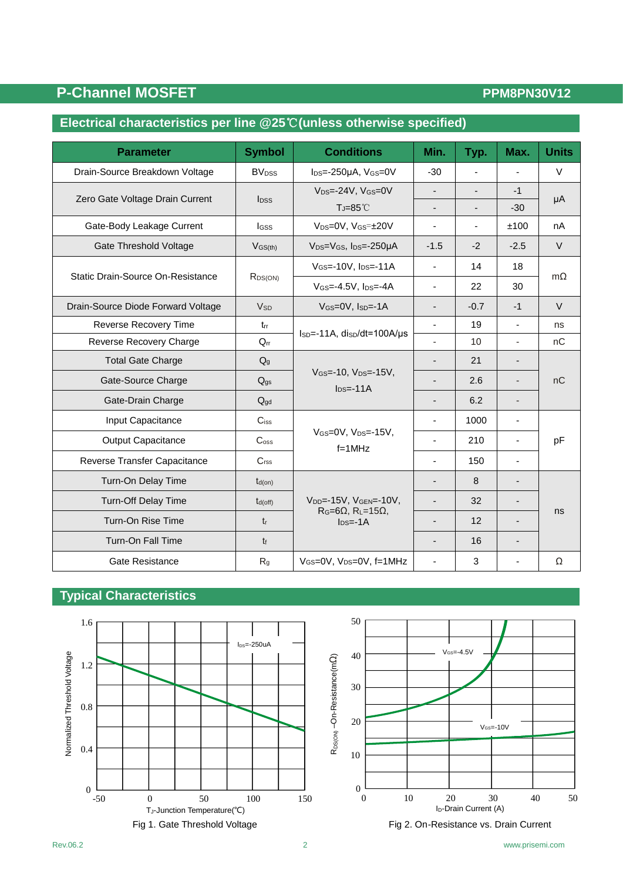## Electrical characteristics per line @25℃(unless otherwise specified)

| Parameter | Symbol | Conditions | Min. | Typ. | Max. | Units |
|---|---|---|---|---|---|---|
| Drain-Source Breakdown Voltage | $BV_{DSS}$ | $I_{DS}$=-250μA, $V_{GS}$=0V | -30 | - | - | V |
| Zero Gate Voltage Drain Current | $I_{DSS}$ | $V_{DS}$=-24V, $V_{GS}$=0V | - | - | -1 | μA |
| | | $T_J$=85℃ | - | - | -30 | |
| Gate-Body Leakage Current | $I_{GSS}$ | $V_{DS}$=0V, $V_{GS}$=±20V | - | - | ±100 | nA |
| Gate Threshold Voltage | $V_{GS(th)}$ | $V_{DS}$=$V_{GS}$, $I_{DS}$=-250μA | -1.5 | -2 | -2.5 | V |
| Static Drain-Source On-Resistance | $R_{DS(ON)}$ | $V_{GS}$=-10V, $I_{DS}$=-11A | - | 14 | 18 | mΩ |
| | | $V_{GS}$=-4.5V, $I_{DS}$=-4A | - | 22 | 30 | |
| Drain-Source Diode Forward Voltage | $V_{SD}$ | $V_{GS}$=0V, $I_{SD}$=-1A | - | -0.7 | -1 | V |
| Reverse Recovery Time | $t_{rr}$ | $I_{SD}$=-11A, $dI_{SD}/dt$=100A/μs | - | 19 | - | ns |
| Reverse Recovery Charge | $Q_{rr}$ | | - | 10 | - | nC |
| Total Gate Charge | $Q_g$ | $V_{GS}$=-10, $V_{DS}$=-15V, $I_{DS}$=-11A | - | 21 | - | nC |
| Gate-Source Charge | $Q_{gs}$ | | - | 2.6 | - | |
| Gate-Drain Charge | $Q_{gd}$ | | - | 6.2 | - | |
| Input Capacitance | $C_{iss}$ | $V_{GS}$=0V, $V_{DS}$=-15V, f=1MHz | - | 1000 | - | pF |
| Output Capacitance | $C_{oss}$ | | - | 210 | - | |
| Reverse Transfer Capacitance | $C_{rss}$ | | - | 150 | - | |
| Turn-On Delay Time | $t_{d(on)}$ | $V_{DD}$=-15V, $V_{GEN}$=-10V, $R_G$=6Ω, $R_L$=15Ω, $I_{DS}$=-1A | - | 8 | - | ns |
| Turn-Off Delay Time | $t_{d(off)}$ | | - | 32 | - | |
| Turn-On Rise Time | $t_r$ | | - | 12 | - | |
| Turn-On Fall Time | $t_f$ | | - | 16 | - | |
| Gate Resistance | $R_g$ | $V_{GS}$=0V, $V_{DS}$=0V, f=1MHz | - | 3 | - | Ω |

## Typical Characteristics

Fig 1. Gate Threshold Voltage

Fig 2. On-Resistance vs. Drain Current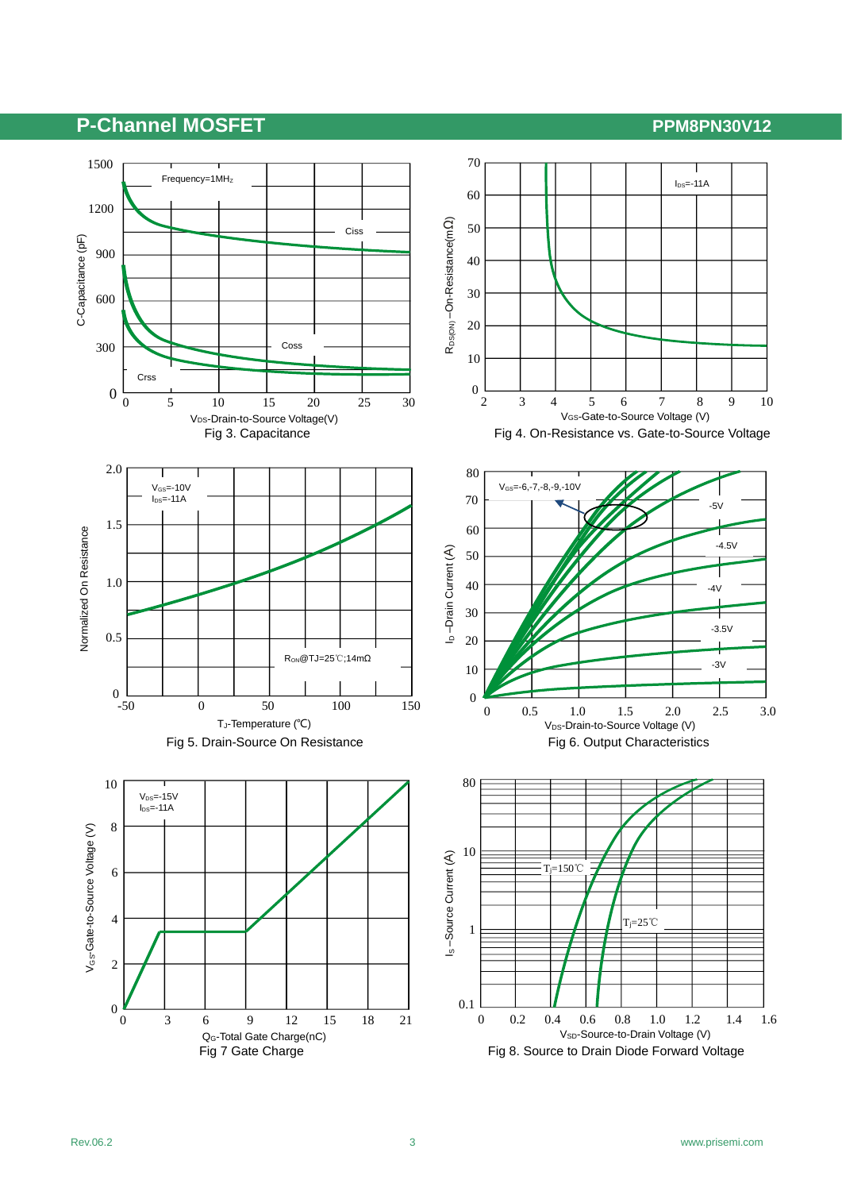## P-Channel MOSFET

**PPM8PN30V12**

Fig 3. Capacitance

Fig 4. On-Resistance vs. Gate-to-Source Voltage

Fig 5. Drain-Source On Resistance

Fig 6. Output Characteristics

Fig 7 Gate Charge

Fig 8. Source to Drain Diode Forward Voltage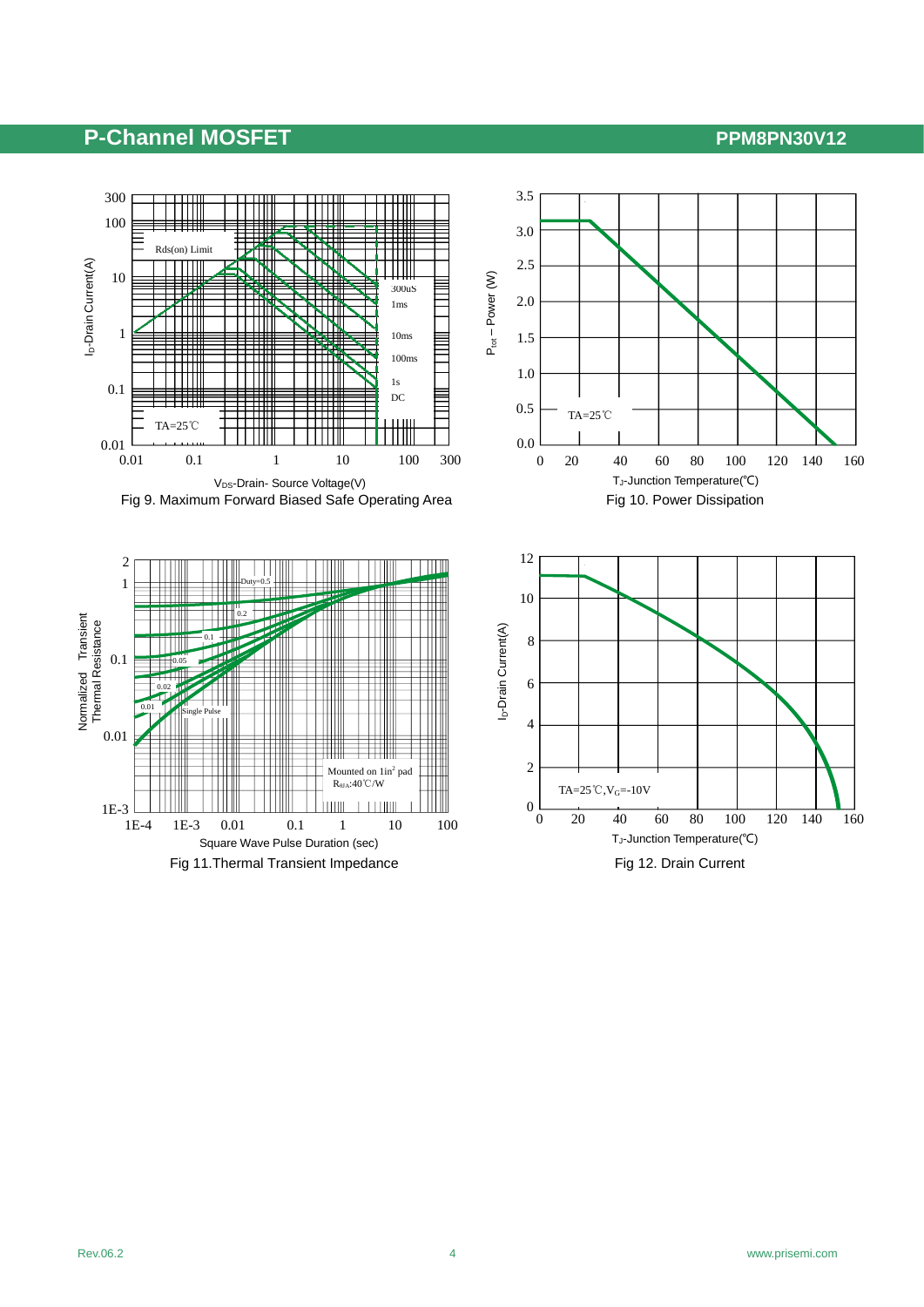Fig 9. Maximum Forward Biased Safe Operating Area

Fig 10. Power Dissipation

Fig 11.Thermal Transient Impedance

Fig 12. Drain Current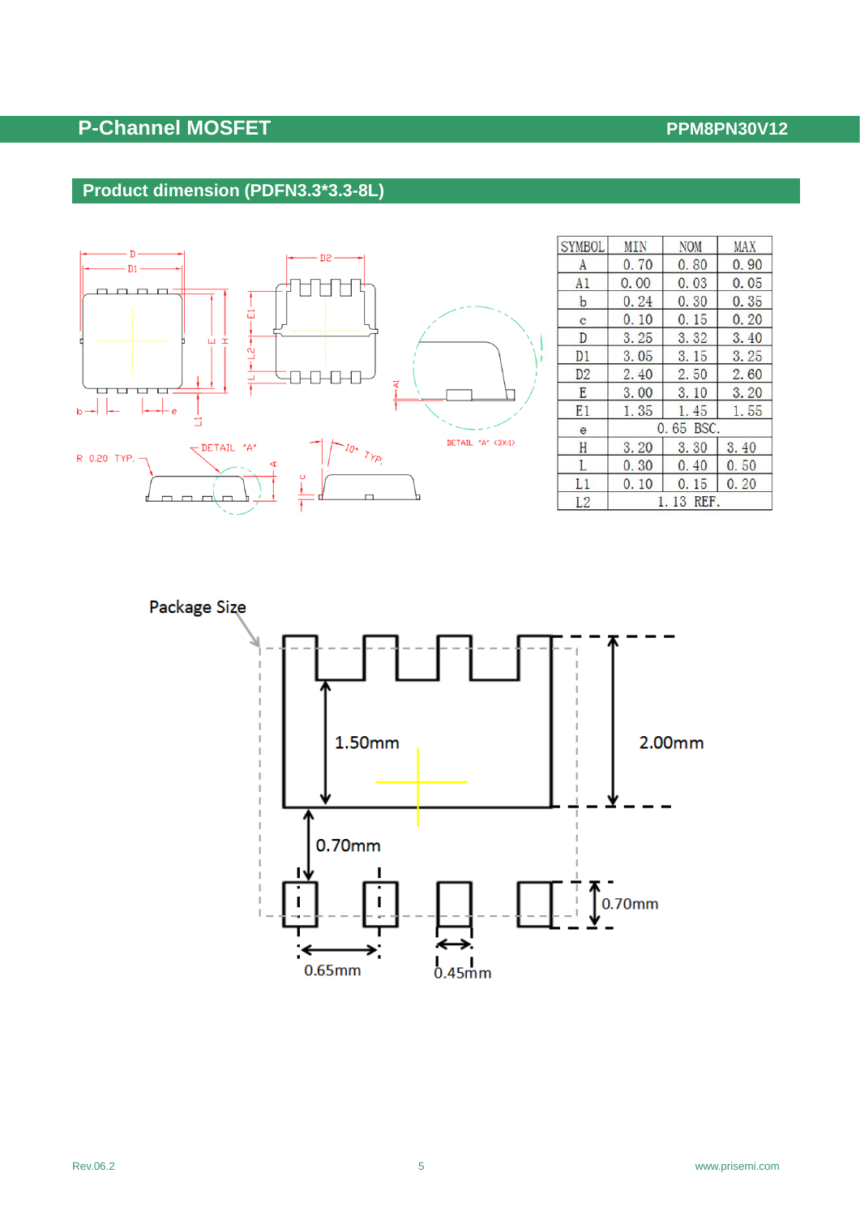## Product dimension (PDFN3.3*3.3-8L)

| SYMBOL | MIN | NOM | MAX |
|---|---|---|---|
| A | 0.70 | 0.80 | 0.90 |
| A1 | 0.00 | 0.03 | 0.05 |
| b | 0.24 | 0.30 | 0.35 |
| c | 0.10 | 0.15 | 0.20 |
| D | 3.25 | 3.32 | 3.40 |
| D1 | 3.05 | 3.15 | 3.25 |
| D2 | 2.40 | 2.50 | 2.60 |
| E | 3.00 | 3.10 | 3.20 |
| E1 | 1.35 | 1.45 | 1.55 |
| e | 0.65 BSC. | | |
| H | 3.20 | 3.30 | 3.40 |
| L | 0.30 | 0.40 | 0.50 |
| L1 | 0.10 | 0.15 | 0.20 |
| L2 | 1.13 REF. | | |

Package Size

1.50mm

2.00mm

0.70mm

0.70mm

0.65mm

0.45mm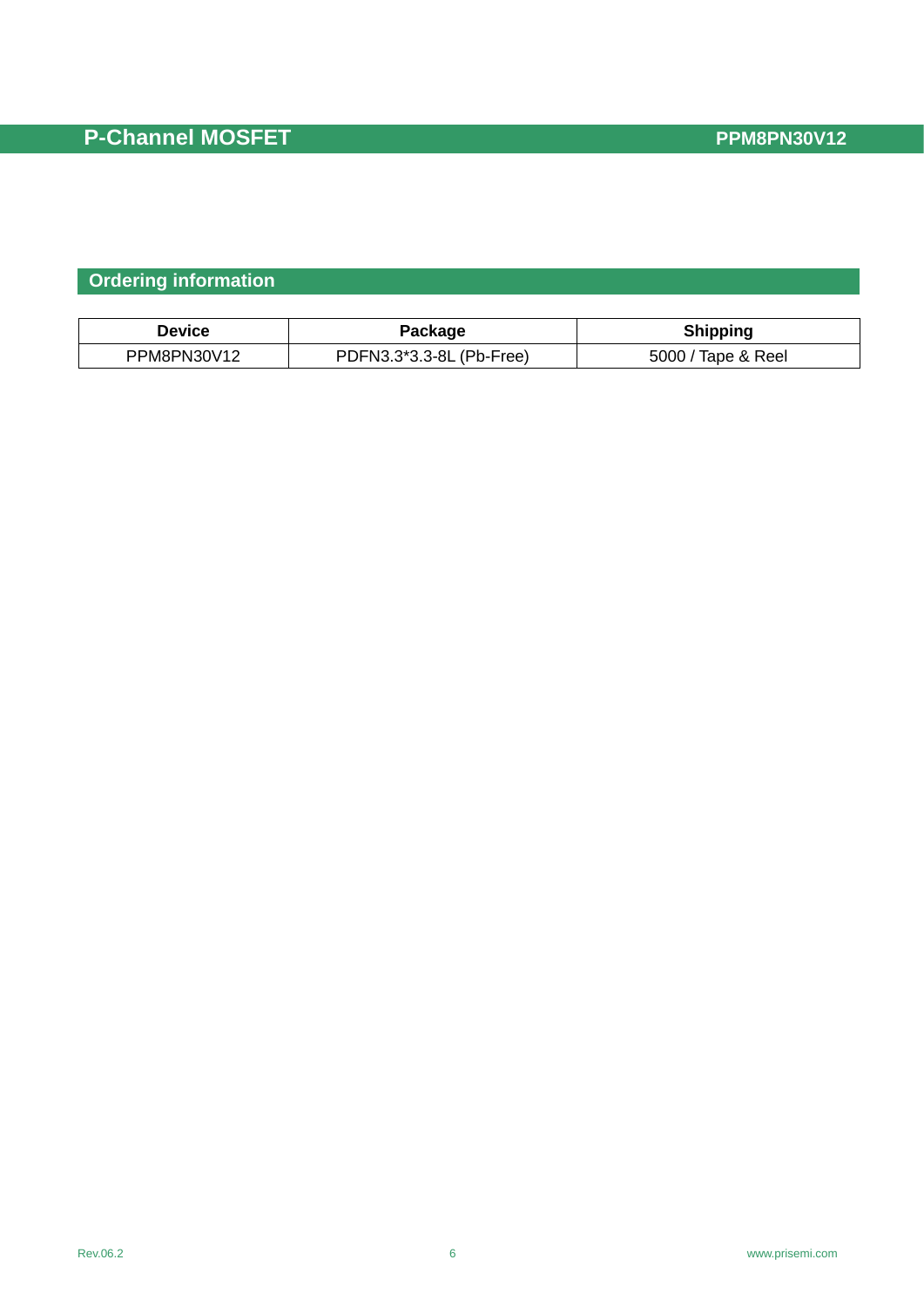## Ordering information

| Device | Package | Shipping |
|---|---|---|
| PPM8PN30V12 | PDFN3.3*3.3-8L (Pb-Free) | 5000 / Tape & Reel |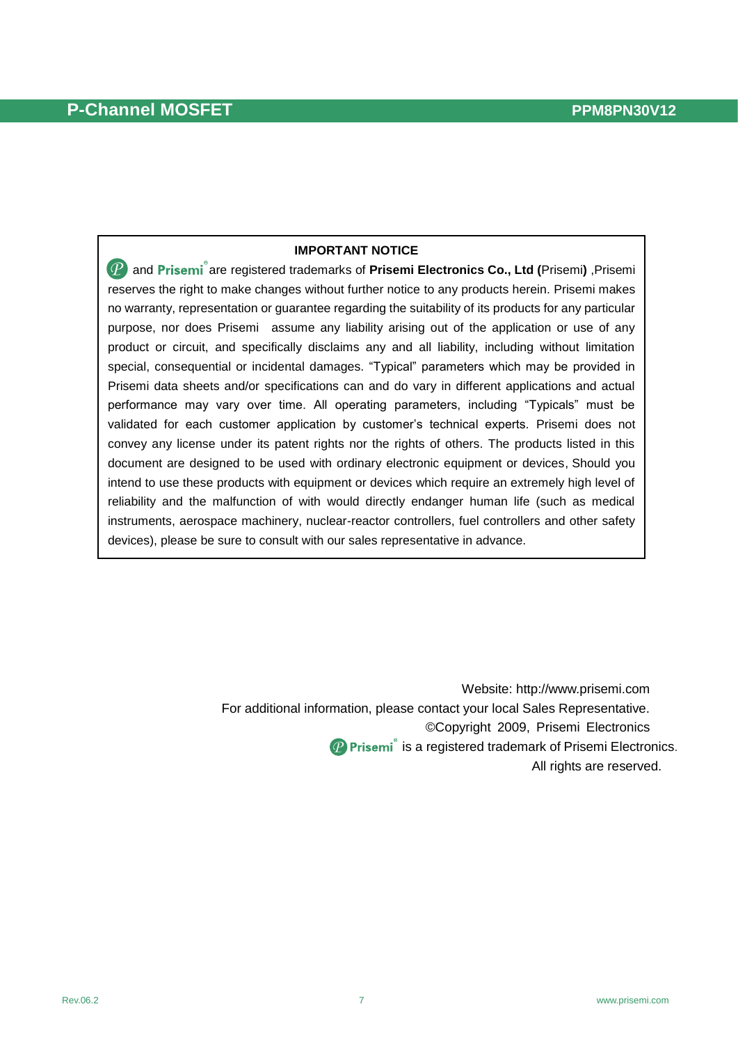## IMPORTANT NOTICE

and Prisemi® are registered trademarks of **Prisemi Electronics Co., Ltd (**Prisemi**)** ,Prisemi reserves the right to make changes without further notice to any products herein. Prisemi makes no warranty, representation or guarantee regarding the suitability of its products for any particular purpose, nor does Prisemi assume any liability arising out of the application or use of any product or circuit, and specifically disclaims any and all liability, including without limitation special, consequential or incidental damages. "Typical" parameters which may be provided in Prisemi data sheets and/or specifications can and do vary in different applications and actual performance may vary over time. All operating parameters, including "Typicals" must be validated for each customer application by customer's technical experts. Prisemi does not convey any license under its patent rights nor the rights of others. The products listed in this document are designed to be used with ordinary electronic equipment or devices, Should you intend to use these products with equipment or devices which require an extremely high level of reliability and the malfunction of with would directly endanger human life (such as medical instruments, aerospace machinery, nuclear-reactor controllers, fuel controllers and other safety devices), please be sure to consult with our sales representative in advance.

Website: http://www.prisemi.com

For additional information, please contact your local Sales Representative.

©Copyright 2009, Prisemi Electronics

Prisemi® is a registered trademark of Prisemi Electronics.

All rights are reserved.